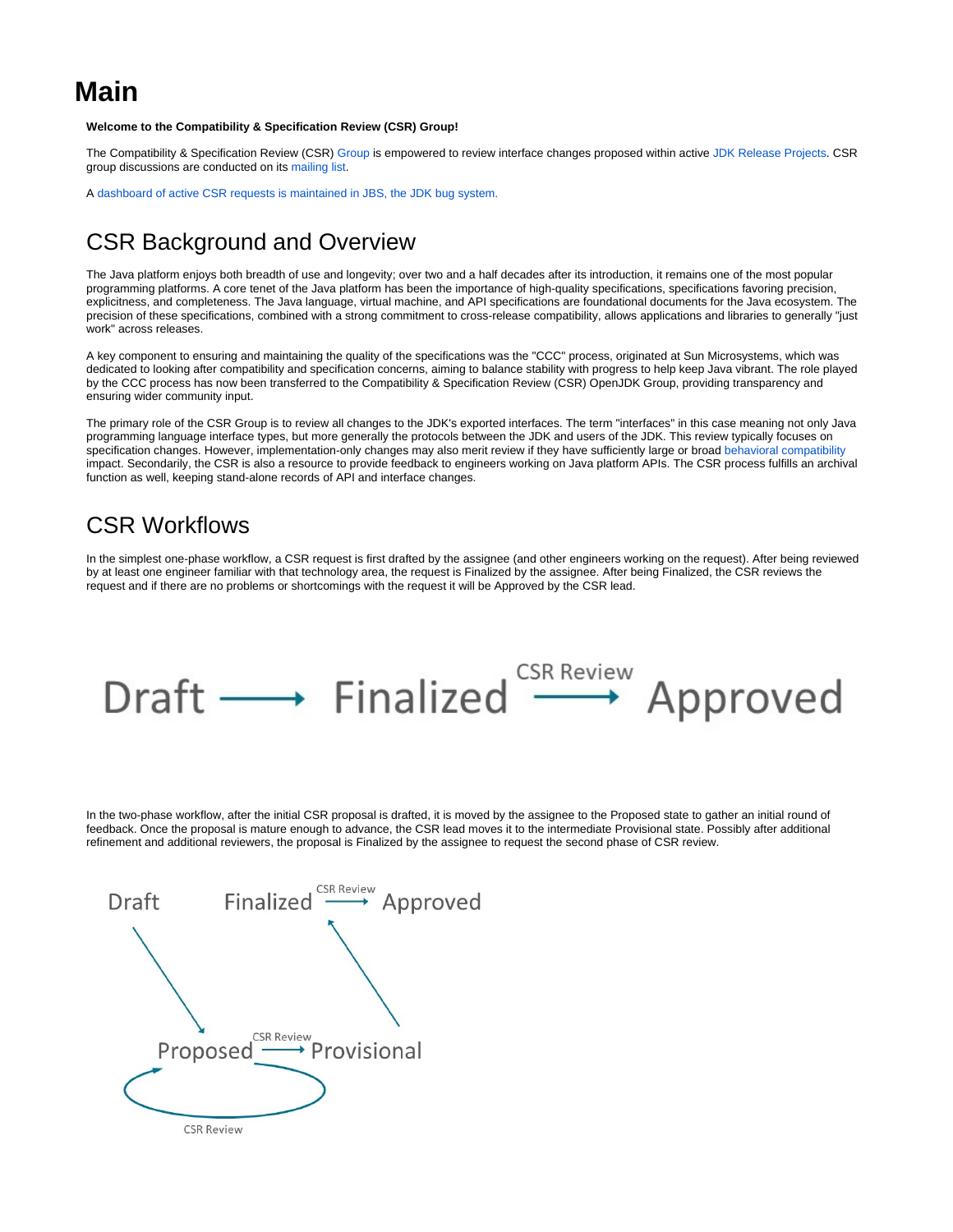# Main

**Welcome to the Compatibility & Specification Review (CSR) Group!**

The Compatibility & Specification Review (CSR) Group is empowered to review interface changes proposed within active JDK Release Projects. CSR group discussions are conducted on its mailing list.

A dashboard of active CSR requests is maintained in JBS, the JDK bug system.

## CSR Background and Overview

The Java platform enjoys both breadth of use and longevity; over two and a half decades after its introduction, it remains one of the most popular programming platforms. A core tenet of the Java platform has been the importance of high-quality specifications, specifications favoring precision, explicitness, and completeness. The Java language, virtual machine, and API specifications are foundational documents for the Java ecosystem. The precision of these specifications, combined with a strong commitment to cross-release compatibility, allows applications and libraries to generally "just work" across releases.

A key component to ensuring and maintaining the quality of the specifications was the "CCC" process, originated at Sun Microsystems, which was dedicated to looking after compatibility and specification concerns, aiming to balance stability with progress to help keep Java vibrant. The role played by the CCC process has now been transferred to the Compatibility & Specification Review (CSR) OpenJDK Group, providing transparency and ensuring wider community input.

The primary role of the CSR Group is to review all changes to the JDK's exported interfaces. The term "interfaces" in this case meaning not only Java programming language interface types, but more generally the protocols between the JDK and users of the JDK. This review typically focuses on specification changes. However, implementation-only changes may also merit review if they have sufficiently large or broad behavioral compatibility impact. Secondarily, the CSR is also a resource to provide feedback to engineers working on Java platform APIs. The CSR process fulfills an archival function as well, keeping stand-alone records of API and interface changes.

## CSR Workflows

In the simplest one-phase workflow, a CSR request is first drafted by the assignee (and other engineers working on the request). After being reviewed by at least one engineer familiar with that technology area, the request is Finalized by the assignee. After being Finalized, the CSR reviews the request and if there are no problems or shortcomings with the request it will be Approved by the CSR lead.

Draft ⟶ Finalized ⟶ (CSR Review) Approved

In the two-phase workflow, after the initial CSR proposal is drafted, it is moved by the assignee to the Proposed state to gather an initial round of feedback. Once the proposal is mature enough to advance, the CSR lead moves it to the intermediate Provisional state. Possibly after additional refinement and additional reviewers, the proposal is Finalized by the assignee to request the second phase of CSR review.

Draft ⟶ Proposed ⟶ (CSR Review) Provisional ⟶ Finalized ⟶ (CSR Review) Approved; Proposed ⟶ (CSR Review) Proposed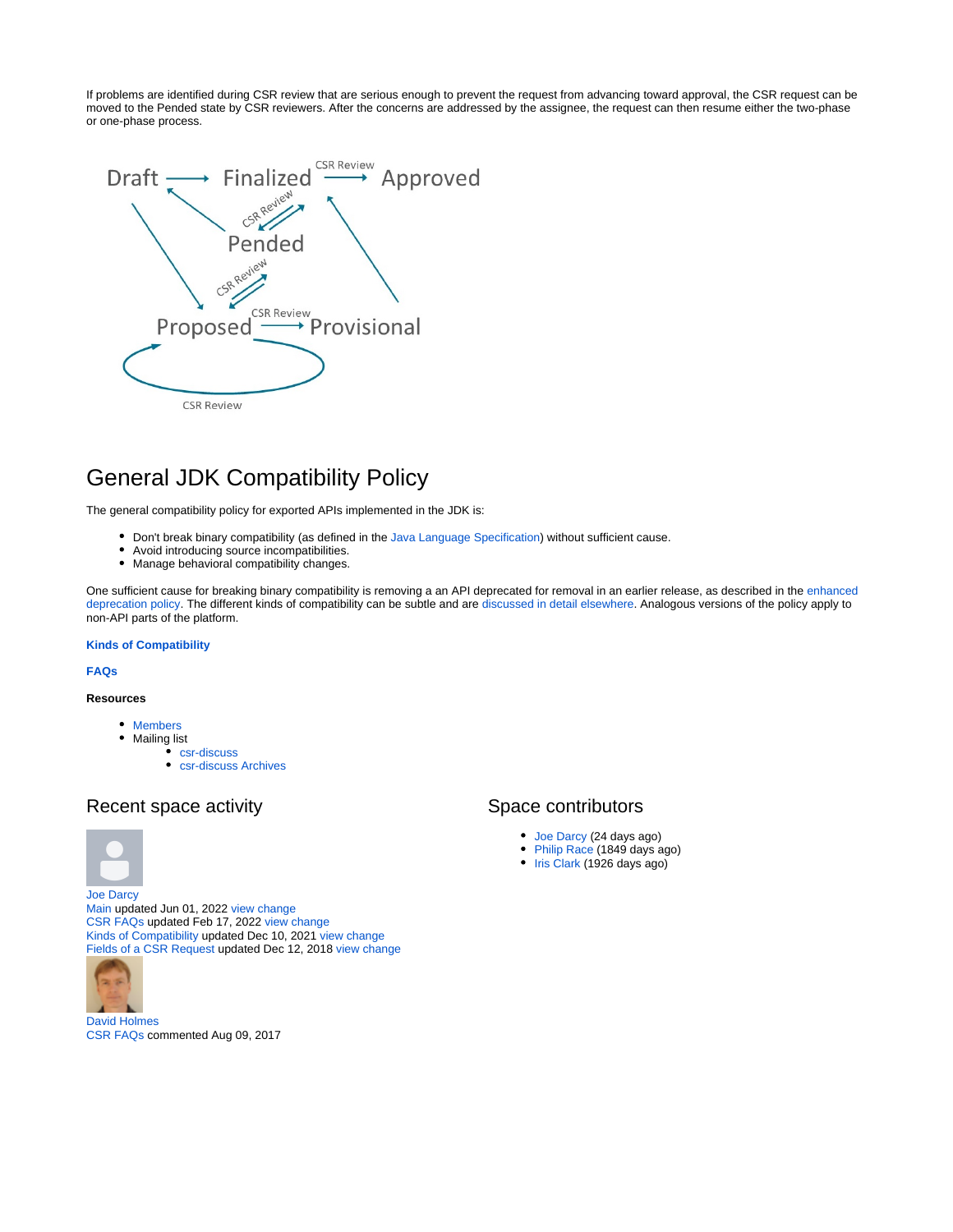If problems are identified during CSR review that are serious enough to prevent the request from advancing toward approval, the CSR request can be moved to the Pended state by CSR reviewers. After the concerns are addressed by the assignee, the request can then resume either the two-phase or one-phase process.

Draft
Finalized
CSR Review
Approved
CSR Review
Pended
CSR Review
Proposed
CSR Review
Provisional
CSR Review

## General JDK Compatibility Policy

The general compatibility policy for exported APIs implemented in the JDK is:

- Don't break binary compatibility (as defined in the Java Language Specification) without sufficient cause.
- Avoid introducing source incompatibilities.
- Manage behavioral compatibility changes.

One sufficient cause for breaking binary compatibility is removing a an API deprecated for removal in an earlier release, as described in the enhanced deprecation policy. The different kinds of compatibility can be subtle and are discussed in detail elsewhere. Analogous versions of the policy apply to non-API parts of the platform.

**Kinds of Compatibility**

**FAQs**

**Resources**

- Members
- Mailing list
  - csr-discuss
  - csr-discuss Archives

## Recent space activity

Joe Darcy
Main updated Jun 01, 2022 view change
CSR FAQs updated Feb 17, 2022 view change
Kinds of Compatibility updated Dec 10, 2021 view change
Fields of a CSR Request updated Dec 12, 2018 view change

David Holmes
CSR FAQs commented Aug 09, 2017

## Space contributors

- Joe Darcy (24 days ago)
- Philip Race (1849 days ago)
- Iris Clark (1926 days ago)